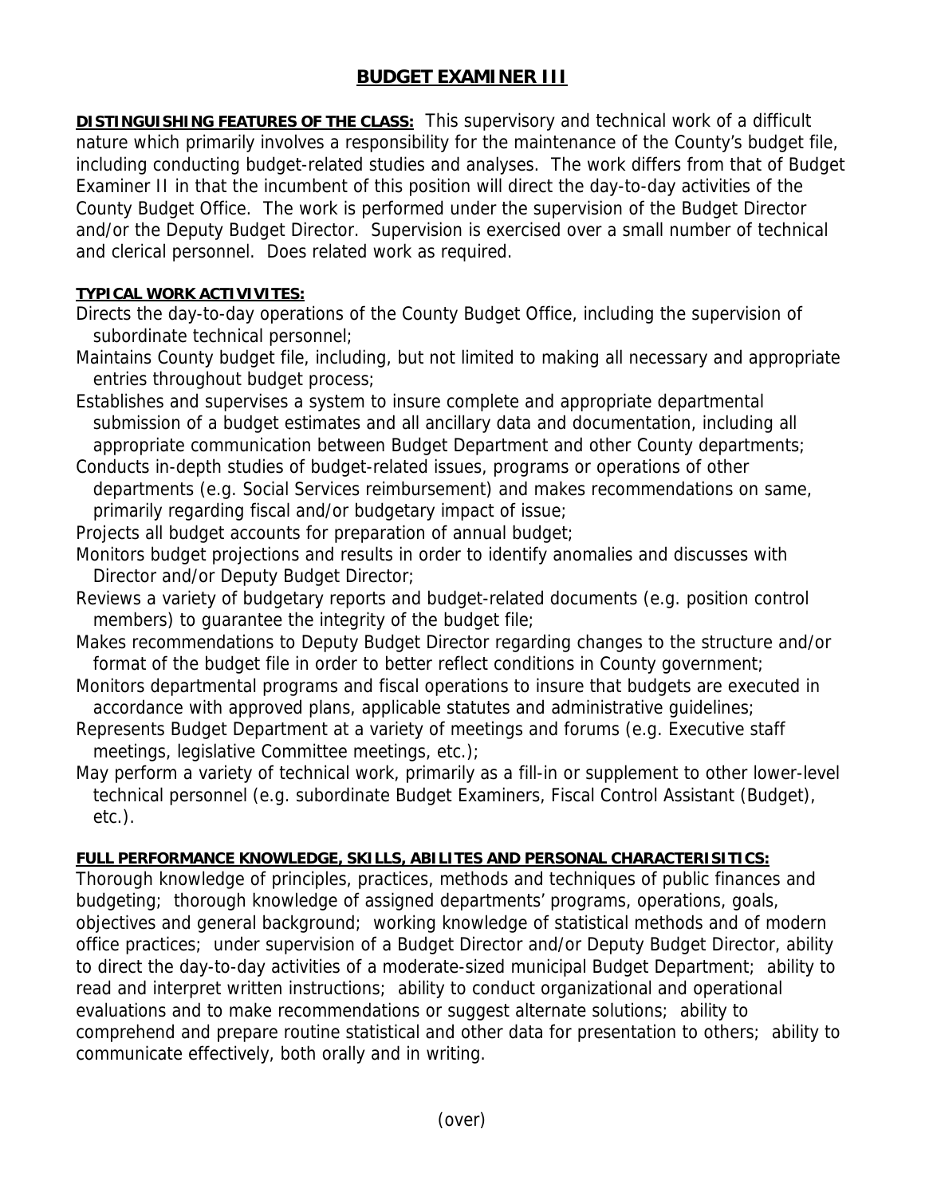# BUDGET EXAMINER III

**DISTINGUISHING FEATURES OF THE CLASS:** This supervisory and technical work of a difficult nature which primarily involves a responsibility for the maintenance of the County's budget file, including conducting budget-related studies and analyses. The work differs from that of Budget Examiner II in that the incumbent of this position will direct the day-to-day activities of the County Budget Office. The work is performed under the supervision of the Budget Director and/or the Deputy Budget Director. Supervision is exercised over a small number of technical and clerical personnel. Does related work as required.

**TYPICAL WORK ACTIVIVITES:**

Directs the day-to-day operations of the County Budget Office, including the supervision of subordinate technical personnel;

Maintains County budget file, including, but not limited to making all necessary and appropriate entries throughout budget process;

Establishes and supervises a system to insure complete and appropriate departmental submission of a budget estimates and all ancillary data and documentation, including all appropriate communication between Budget Department and other County departments;

Conducts in-depth studies of budget-related issues, programs or operations of other departments (e.g. Social Services reimbursement) and makes recommendations on same, primarily regarding fiscal and/or budgetary impact of issue;

Projects all budget accounts for preparation of annual budget;

Monitors budget projections and results in order to identify anomalies and discusses with Director and/or Deputy Budget Director;

Reviews a variety of budgetary reports and budget-related documents (e.g. position control members) to guarantee the integrity of the budget file;

Makes recommendations to Deputy Budget Director regarding changes to the structure and/or format of the budget file in order to better reflect conditions in County government;

Monitors departmental programs and fiscal operations to insure that budgets are executed in accordance with approved plans, applicable statutes and administrative guidelines;

Represents Budget Department at a variety of meetings and forums (e.g. Executive staff meetings, legislative Committee meetings, etc.);

May perform a variety of technical work, primarily as a fill-in or supplement to other lower-level technical personnel (e.g. subordinate Budget Examiners, Fiscal Control Assistant (Budget), etc.).

**FULL PERFORMANCE KNOWLEDGE, SKILLS, ABILITES AND PERSONAL CHARACTERISITICS:**

Thorough knowledge of principles, practices, methods and techniques of public finances and budgeting; thorough knowledge of assigned departments' programs, operations, goals, objectives and general background; working knowledge of statistical methods and of modern office practices; under supervision of a Budget Director and/or Deputy Budget Director, ability to direct the day-to-day activities of a moderate-sized municipal Budget Department; ability to read and interpret written instructions; ability to conduct organizational and operational evaluations and to make recommendations or suggest alternate solutions; ability to comprehend and prepare routine statistical and other data for presentation to others; ability to communicate effectively, both orally and in writing.

(over)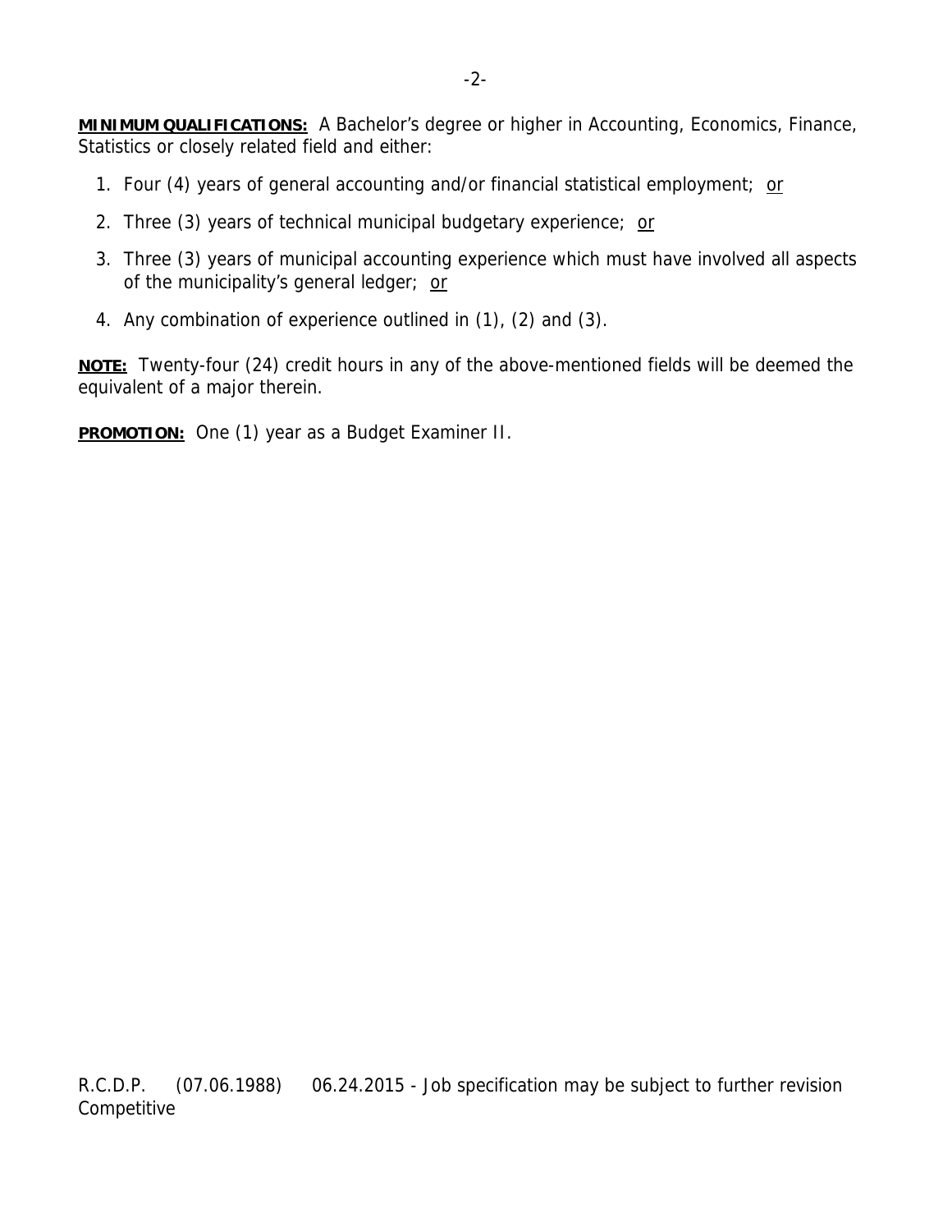**MINIMUM QUALIFICATIONS:** A Bachelor's degree or higher in Accounting, Economics, Finance, Statistics or closely related field and either:

1. Four (4) years of general accounting and/or financial statistical employment; or
2. Three (3) years of technical municipal budgetary experience; or
3. Three (3) years of municipal accounting experience which must have involved all aspects of the municipality's general ledger; or
4. Any combination of experience outlined in (1), (2) and (3).

**NOTE:** Twenty-four (24) credit hours in any of the above-mentioned fields will be deemed the equivalent of a major therein.

**PROMOTION:** One (1) year as a Budget Examiner II.

R.C.D.P. (07.06.1988) 06.24.2015 - Job specification may be subject to further revision
Competitive